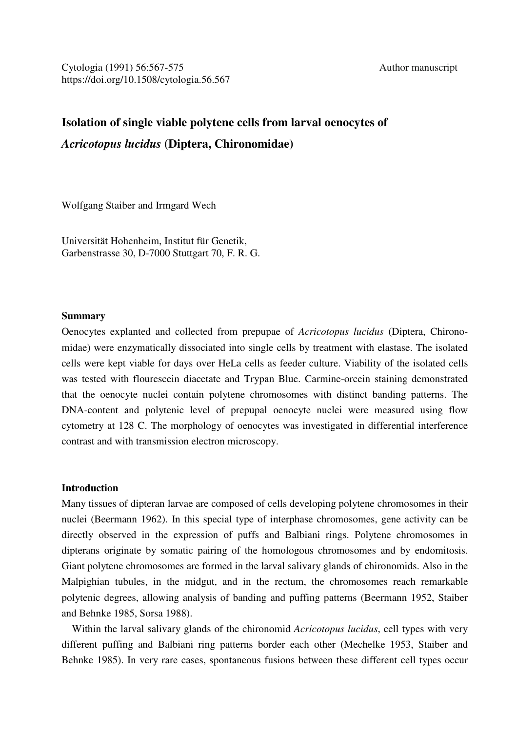Cytologia (1991) 56:567-575
https://doi.org/10.1508/cytologia.56.567

Author manuscript

# Isolation of single viable polytene cells from larval oenocytes of *Acricotopus lucidus* (Diptera, Chironomidae)

Wolfgang Staiber and Irmgard Wech

Universität Hohenheim, Institut für Genetik,
Garbenstrasse 30, D-7000 Stuttgart 70, F. R. G.

## Summary

Oenocytes explanted and collected from prepupae of *Acricotopus lucidus* (Diptera, Chironomidae) were enzymatically dissociated into single cells by treatment with elastase. The isolated cells were kept viable for days over HeLa cells as feeder culture. Viability of the isolated cells was tested with flourescein diacetate and Trypan Blue. Carmine-orcein staining demonstrated that the oenocyte nuclei contain polytene chromosomes with distinct banding patterns. The DNA-content and polytenic level of prepupal oenocyte nuclei were measured using flow cytometry at 128 C. The morphology of oenocytes was investigated in differential interference contrast and with transmission electron microscopy.

## Introduction

Many tissues of dipteran larvae are composed of cells developing polytene chromosomes in their nuclei (Beermann 1962). In this special type of interphase chromosomes, gene activity can be directly observed in the expression of puffs and Balbiani rings. Polytene chromosomes in dipterans originate by somatic pairing of the homologous chromosomes and by endomitosis. Giant polytene chromosomes are formed in the larval salivary glands of chironomids. Also in the Malpighian tubules, in the midgut, and in the rectum, the chromosomes reach remarkable polytenic degrees, allowing analysis of banding and puffing patterns (Beermann 1952, Staiber and Behnke 1985, Sorsa 1988).

Within the larval salivary glands of the chironomid *Acricotopus lucidus*, cell types with very different puffing and Balbiani ring patterns border each other (Mechelke 1953, Staiber and Behnke 1985). In very rare cases, spontaneous fusions between these different cell types occur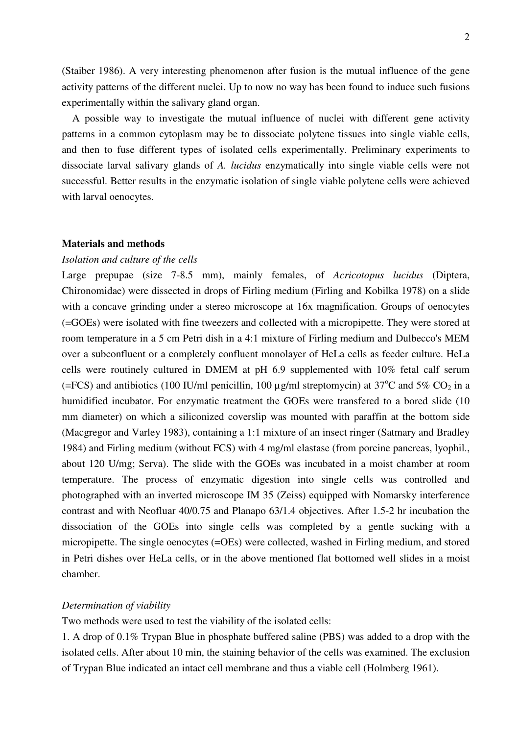(Staiber 1986). A very interesting phenomenon after fusion is the mutual influence of the gene activity patterns of the different nuclei. Up to now no way has been found to induce such fusions experimentally within the salivary gland organ.

A possible way to investigate the mutual influence of nuclei with different gene activity patterns in a common cytoplasm may be to dissociate polytene tissues into single viable cells, and then to fuse different types of isolated cells experimentally. Preliminary experiments to dissociate larval salivary glands of *A. lucidus* enzymatically into single viable cells were not successful. Better results in the enzymatic isolation of single viable polytene cells were achieved with larval oenocytes.

## Materials and methods

### *Isolation and culture of the cells*

Large prepupae (size 7-8.5 mm), mainly females, of *Acricotopus lucidus* (Diptera, Chironomidae) were dissected in drops of Firling medium (Firling and Kobilka 1978) on a slide with a concave grinding under a stereo microscope at 16x magnification. Groups of oenocytes (=GOEs) were isolated with fine tweezers and collected with a micropipette. They were stored at room temperature in a 5 cm Petri dish in a 4:1 mixture of Firling medium and Dulbecco's MEM over a subconfluent or a completely confluent monolayer of HeLa cells as feeder culture. HeLa cells were routinely cultured in DMEM at pH 6.9 supplemented with 10% fetal calf serum (=FCS) and antibiotics (100 IU/ml penicillin, 100 µg/ml streptomycin) at 37$^{o}$C and 5% $CO_2$ in a humidified incubator. For enzymatic treatment the GOEs were transfered to a bored slide (10 mm diameter) on which a siliconized coverslip was mounted with paraffin at the bottom side (Macgregor and Varley 1983), containing a 1:1 mixture of an insect ringer (Satmary and Bradley 1984) and Firling medium (without FCS) with 4 mg/ml elastase (from porcine pancreas, lyophil., about 120 U/mg; Serva). The slide with the GOEs was incubated in a moist chamber at room temperature. The process of enzymatic digestion into single cells was controlled and photographed with an inverted microscope IM 35 (Zeiss) equipped with Nomarsky interference contrast and with Neofluar 40/0.75 and Planapo 63/1.4 objectives. After 1.5-2 hr incubation the dissociation of the GOEs into single cells was completed by a gentle sucking with a micropipette. The single oenocytes (=OEs) were collected, washed in Firling medium, and stored in Petri dishes over HeLa cells, or in the above mentioned flat bottomed well slides in a moist chamber.

### *Determination of viability*

Two methods were used to test the viability of the isolated cells:

1. A drop of 0.1% Trypan Blue in phosphate buffered saline (PBS) was added to a drop with the isolated cells. After about 10 min, the staining behavior of the cells was examined. The exclusion of Trypan Blue indicated an intact cell membrane and thus a viable cell (Holmberg 1961).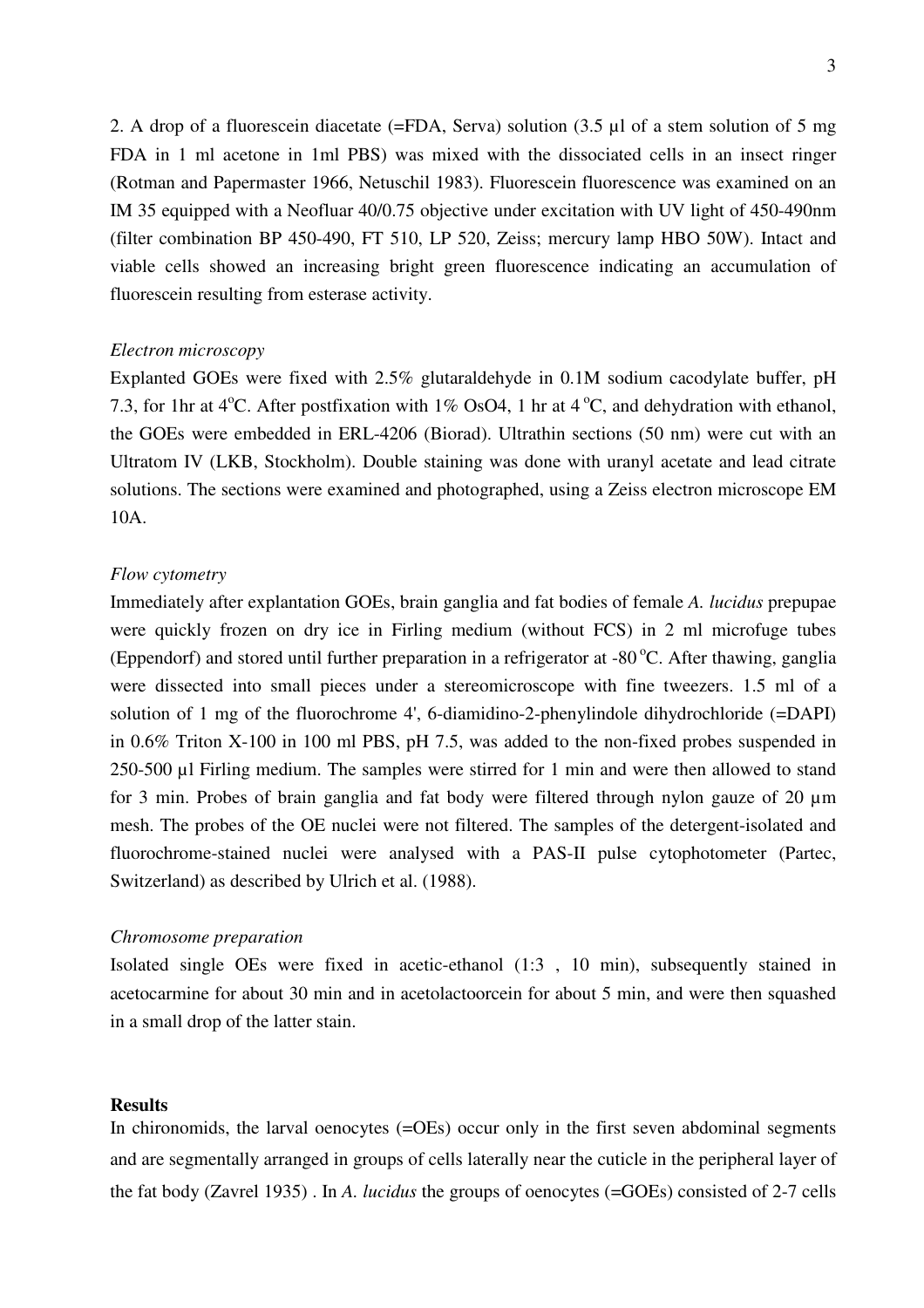2. A drop of a fluorescein diacetate (=FDA, Serva) solution (3.5 µl of a stem solution of 5 mg FDA in 1 ml acetone in 1ml PBS) was mixed with the dissociated cells in an insect ringer (Rotman and Papermaster 1966, Netuschil 1983). Fluorescein fluorescence was examined on an IM 35 equipped with a Neofluar 40/0.75 objective under excitation with UV light of 450-490nm (filter combination BP 450-490, FT 510, LP 520, Zeiss; mercury lamp HBO 50W). Intact and viable cells showed an increasing bright green fluorescence indicating an accumulation of fluorescein resulting from esterase activity.

*Electron microscopy*

Explanted GOEs were fixed with 2.5% glutaraldehyde in 0.1M sodium cacodylate buffer, pH 7.3, for 1hr at 4°C. After postfixation with 1% $OsO_4$, 1 hr at 4 °C, and dehydration with ethanol, the GOEs were embedded in ERL-4206 (Biorad). Ultrathin sections (50 nm) were cut with an Ultratom IV (LKB, Stockholm). Double staining was done with uranyl acetate and lead citrate solutions. The sections were examined and photographed, using a Zeiss electron microscope EM 10A.

*Flow cytometry*

Immediately after explantation GOEs, brain ganglia and fat bodies of female *A. lucidus* prepupae were quickly frozen on dry ice in Firling medium (without FCS) in 2 ml microfuge tubes (Eppendorf) and stored until further preparation in a refrigerator at -80 °C. After thawing, ganglia were dissected into small pieces under a stereomicroscope with fine tweezers. 1.5 ml of a solution of 1 mg of the fluorochrome 4', 6-diamidino-2-phenylindole dihydrochloride (=DAPI) in 0.6% Triton X-100 in 100 ml PBS, pH 7.5, was added to the non-fixed probes suspended in 250-500 µl Firling medium. The samples were stirred for 1 min and were then allowed to stand for 3 min. Probes of brain ganglia and fat body were filtered through nylon gauze of 20 µm mesh. The probes of the OE nuclei were not filtered. The samples of the detergent-isolated and fluorochrome-stained nuclei were analysed with a PAS-II pulse cytophotometer (Partec, Switzerland) as described by Ulrich et al. (1988).

*Chromosome preparation*

Isolated single OEs were fixed in acetic-ethanol (1:3 , 10 min), subsequently stained in acetocarmine for about 30 min and in acetolactoorcein for about 5 min, and were then squashed in a small drop of the latter stain.

## Results

In chironomids, the larval oenocytes (=OEs) occur only in the first seven abdominal segments and are segmentally arranged in groups of cells laterally near the cuticle in the peripheral layer of the fat body (Zavrel 1935) . In *A. lucidus* the groups of oenocytes (=GOEs) consisted of 2-7 cells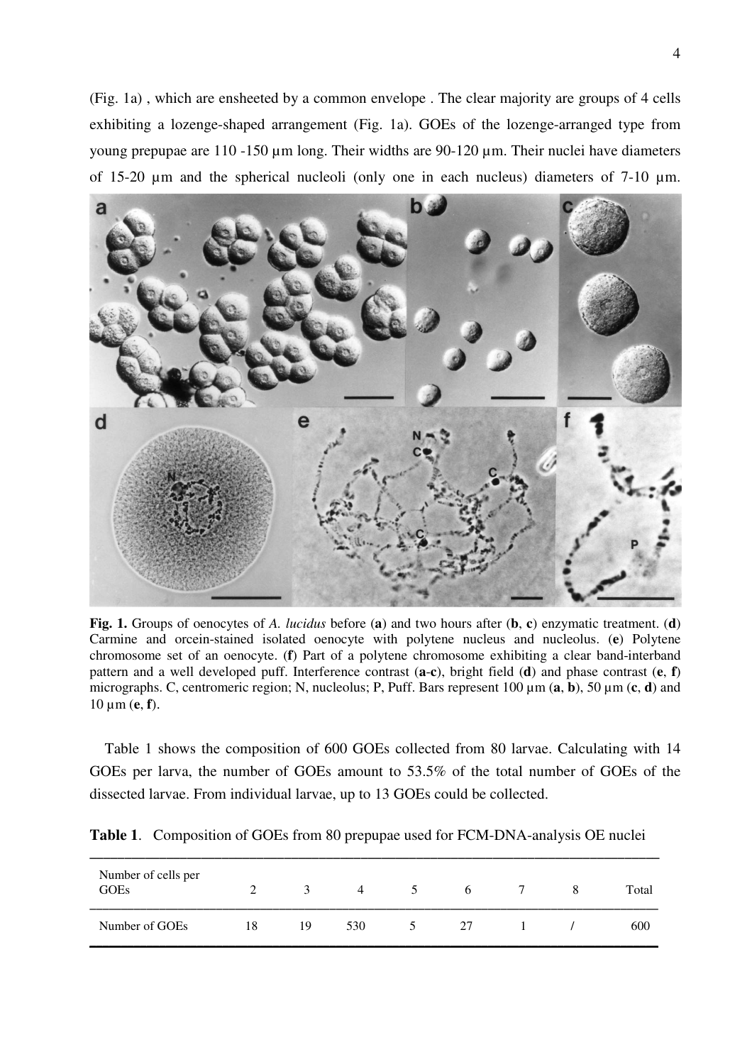(Fig. 1a) , which are ensheeted by a common envelope . The clear majority are groups of 4 cells exhibiting a lozenge-shaped arrangement (Fig. 1a). GOEs of the lozenge-arranged type from young prepupae are 110 -150 µm long. Their widths are 90-120 µm. Their nuclei have diameters of 15-20 µm and the spherical nucleoli (only one in each nucleus) diameters of 7-10 µm.

**Fig. 1.** Groups of oenocytes of *A. lucidus* before (**a**) and two hours after (**b**, **c**) enzymatic treatment. (**d**) Carmine and orcein-stained isolated oenocyte with polytene nucleus and nucleolus. (**e**) Polytene chromosome set of an oenocyte. (**f**) Part of a polytene chromosome exhibiting a clear band-interband pattern and a well developed puff. Interference contrast (**a**-**c**), bright field (**d**) and phase contrast (**e**, **f**) micrographs. C, centromeric region; N, nucleolus; P, Puff. Bars represent 100 µm (**a**, **b**), 50 µm (**c**, **d**) and 10 µm (**e**, **f**).

Table 1 shows the composition of 600 GOEs collected from 80 larvae. Calculating with 14 GOEs per larva, the number of GOEs amount to 53.5% of the total number of GOEs of the dissected larvae. From individual larvae, up to 13 GOEs could be collected.

**Table 1**. Composition of GOEs from 80 prepupae used for FCM-DNA-analysis OE nuclei

| Number of cells per GOEs | 2 | 3 | 4 | 5 | 6 | 7 | 8 | Total |
|---|---|---|---|---|---|---|---|---|
| Number of GOEs | 18 | 19 | 530 | 5 | 27 | 1 | / | 600 |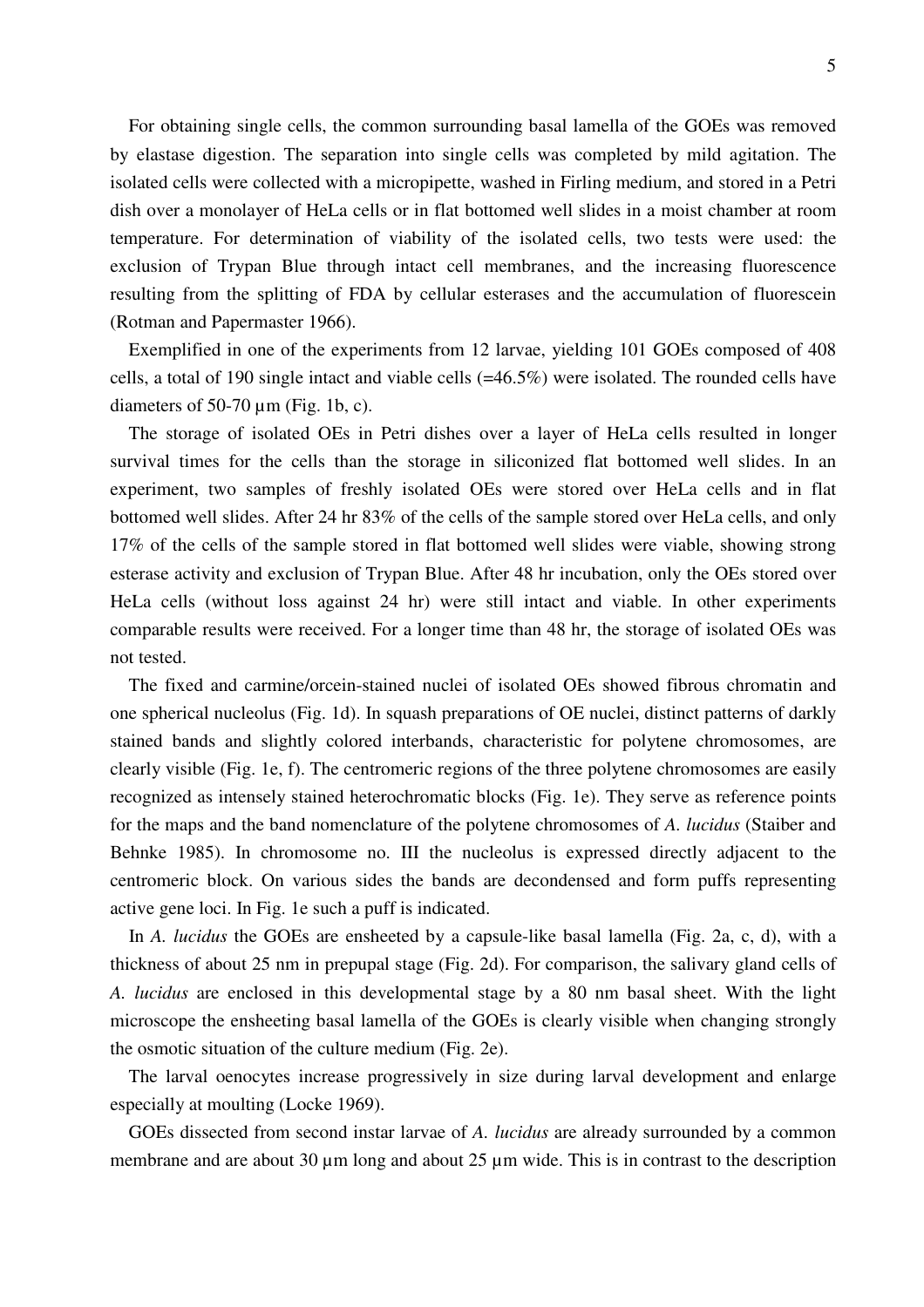For obtaining single cells, the common surrounding basal lamella of the GOEs was removed by elastase digestion. The separation into single cells was completed by mild agitation. The isolated cells were collected with a micropipette, washed in Firling medium, and stored in a Petri dish over a monolayer of HeLa cells or in flat bottomed well slides in a moist chamber at room temperature. For determination of viability of the isolated cells, two tests were used: the exclusion of Trypan Blue through intact cell membranes, and the increasing fluorescence resulting from the splitting of FDA by cellular esterases and the accumulation of fluorescein (Rotman and Papermaster 1966).

Exemplified in one of the experiments from 12 larvae, yielding 101 GOEs composed of 408 cells, a total of 190 single intact and viable cells (=46.5%) were isolated. The rounded cells have diameters of 50-70 µm (Fig. 1b, c).

The storage of isolated OEs in Petri dishes over a layer of HeLa cells resulted in longer survival times for the cells than the storage in siliconized flat bottomed well slides. In an experiment, two samples of freshly isolated OEs were stored over HeLa cells and in flat bottomed well slides. After 24 hr 83% of the cells of the sample stored over HeLa cells, and only 17% of the cells of the sample stored in flat bottomed well slides were viable, showing strong esterase activity and exclusion of Trypan Blue. After 48 hr incubation, only the OEs stored over HeLa cells (without loss against 24 hr) were still intact and viable. In other experiments comparable results were received. For a longer time than 48 hr, the storage of isolated OEs was not tested.

The fixed and carmine/orcein-stained nuclei of isolated OEs showed fibrous chromatin and one spherical nucleolus (Fig. 1d). In squash preparations of OE nuclei, distinct patterns of darkly stained bands and slightly colored interbands, characteristic for polytene chromosomes, are clearly visible (Fig. 1e, f). The centromeric regions of the three polytene chromosomes are easily recognized as intensely stained heterochromatic blocks (Fig. 1e). They serve as reference points for the maps and the band nomenclature of the polytene chromosomes of *A. lucidus* (Staiber and Behnke 1985). In chromosome no. III the nucleolus is expressed directly adjacent to the centromeric block. On various sides the bands are decondensed and form puffs representing active gene loci. In Fig. 1e such a puff is indicated.

In *A. lucidus* the GOEs are ensheeted by a capsule-like basal lamella (Fig. 2a, c, d), with a thickness of about 25 nm in prepupal stage (Fig. 2d). For comparison, the salivary gland cells of *A. lucidus* are enclosed in this developmental stage by a 80 nm basal sheet. With the light microscope the ensheeting basal lamella of the GOEs is clearly visible when changing strongly the osmotic situation of the culture medium (Fig. 2e).

The larval oenocytes increase progressively in size during larval development and enlarge especially at moulting (Locke 1969).

GOEs dissected from second instar larvae of *A. lucidus* are already surrounded by a common membrane and are about 30 µm long and about 25 µm wide. This is in contrast to the description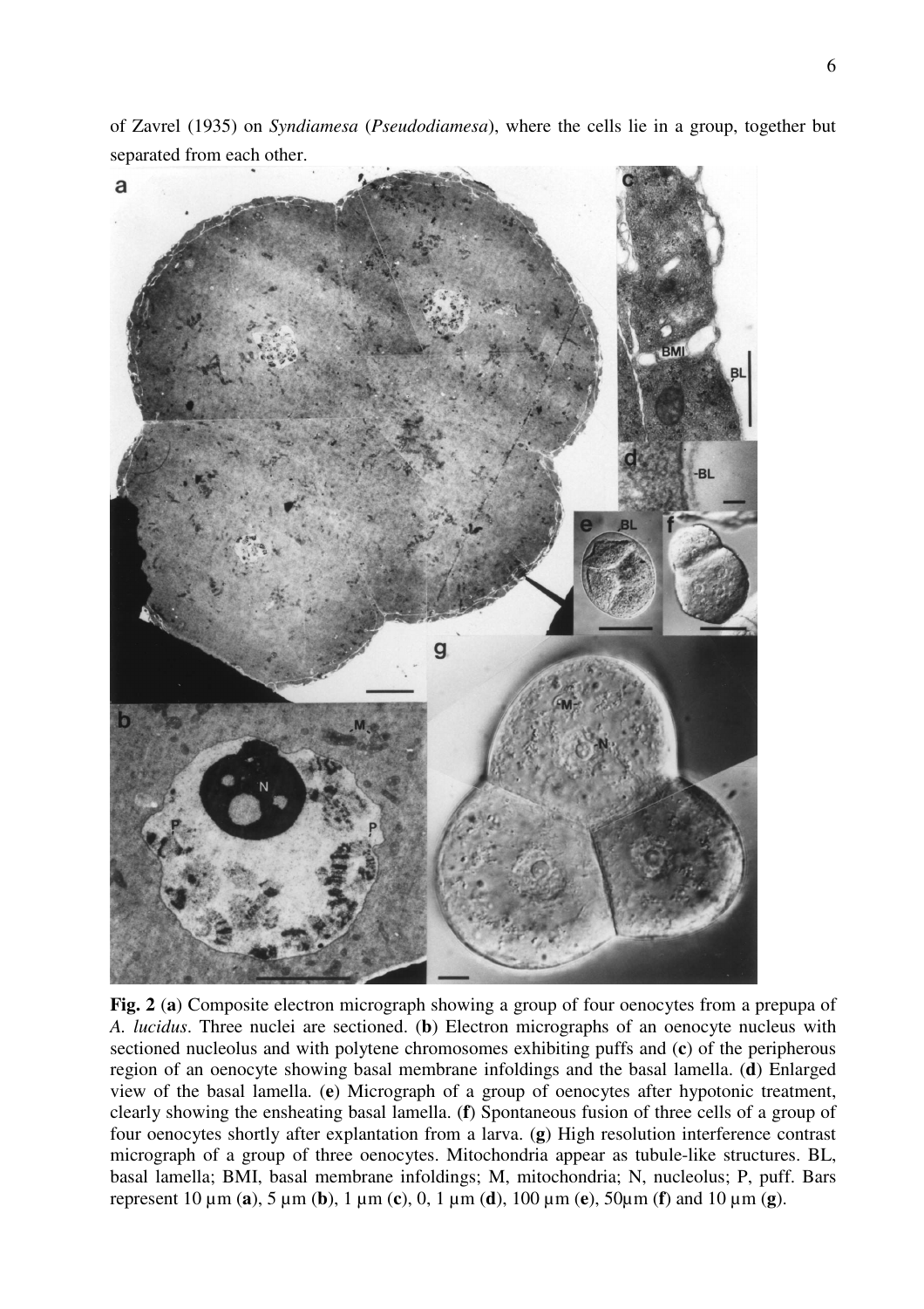of Zavrel (1935) on *Syndiamesa* (*Pseudodiamesa*), where the cells lie in a group, together but separated from each other.

**Fig. 2** (**a**) Composite electron micrograph showing a group of four oenocytes from a prepupa of *A. lucidus*. Three nuclei are sectioned. (**b**) Electron micrographs of an oenocyte nucleus with sectioned nucleolus and with polytene chromosomes exhibiting puffs and (**c**) of the peripherous region of an oenocyte showing basal membrane infoldings and the basal lamella. (**d**) Enlarged view of the basal lamella. (**e**) Micrograph of a group of oenocytes after hypotonic treatment, clearly showing the ensheating basal lamella. (**f**) Spontaneous fusion of three cells of a group of four oenocytes shortly after explantation from a larva. (**g**) High resolution interference contrast micrograph of a group of three oenocytes. Mitochondria appear as tubule-like structures. BL, basal lamella; BMI, basal membrane infoldings; M, mitochondria; N, nucleolus; P, puff. Bars represent 10 µm (**a**), 5 µm (**b**), 1 µm (**c**), 0, 1 µm (**d**), 100 µm (**e**), 50µm (**f**) and 10 µm (**g**).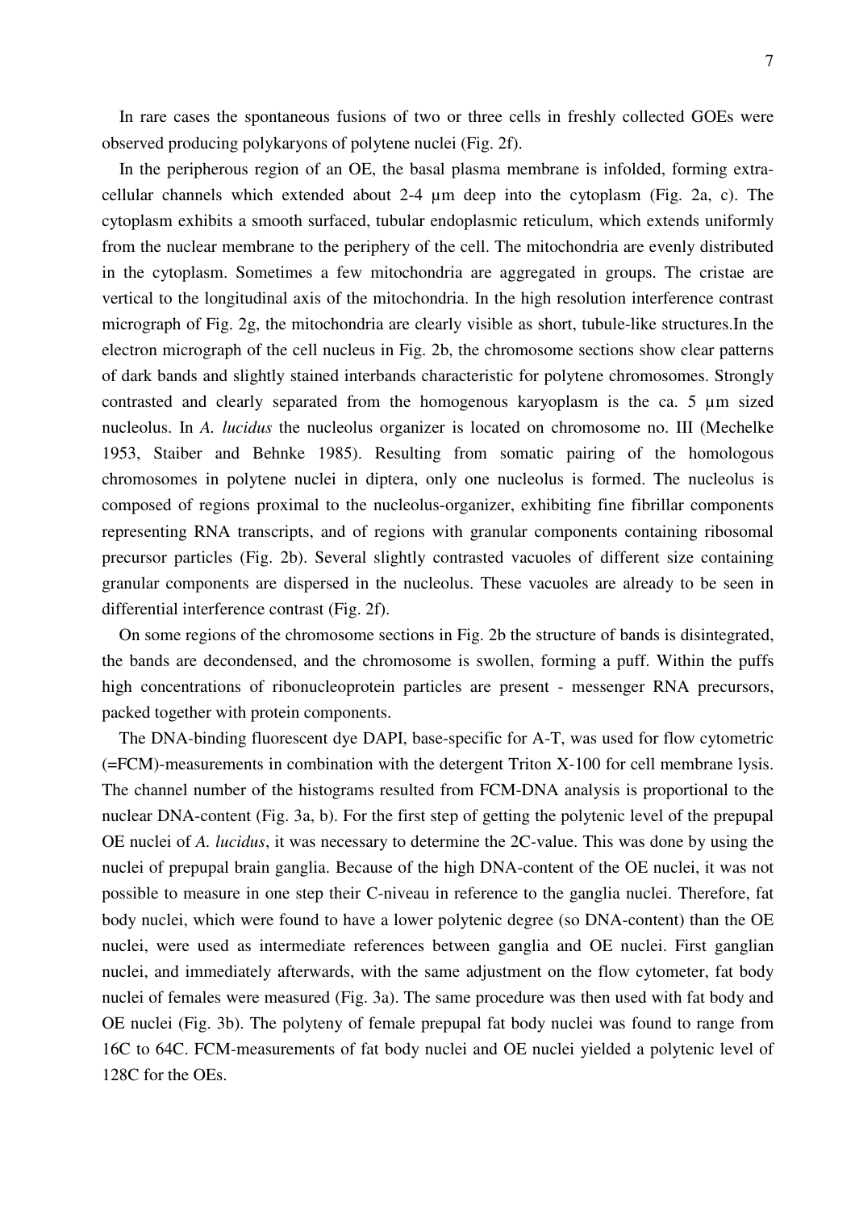In rare cases the spontaneous fusions of two or three cells in freshly collected GOEs were observed producing polykaryons of polytene nuclei (Fig. 2f).

In the peripherous region of an OE, the basal plasma membrane is infolded, forming extra-cellular channels which extended about 2-4 µm deep into the cytoplasm (Fig. 2a, c). The cytoplasm exhibits a smooth surfaced, tubular endoplasmic reticulum, which extends uniformly from the nuclear membrane to the periphery of the cell. The mitochondria are evenly distributed in the cytoplasm. Sometimes a few mitochondria are aggregated in groups. The cristae are vertical to the longitudinal axis of the mitochondria. In the high resolution interference contrast micrograph of Fig. 2g, the mitochondria are clearly visible as short, tubule-like structures.In the electron micrograph of the cell nucleus in Fig. 2b, the chromosome sections show clear patterns of dark bands and slightly stained interbands characteristic for polytene chromosomes. Strongly contrasted and clearly separated from the homogenous karyoplasm is the ca. 5 µm sized nucleolus. In *A. lucidus* the nucleolus organizer is located on chromosome no. III (Mechelke 1953, Staiber and Behnke 1985). Resulting from somatic pairing of the homologous chromosomes in polytene nuclei in diptera, only one nucleolus is formed. The nucleolus is composed of regions proximal to the nucleolus-organizer, exhibiting fine fibrillar components representing RNA transcripts, and of regions with granular components containing ribosomal precursor particles (Fig. 2b). Several slightly contrasted vacuoles of different size containing granular components are dispersed in the nucleolus. These vacuoles are already to be seen in differential interference contrast (Fig. 2f).

On some regions of the chromosome sections in Fig. 2b the structure of bands is disintegrated, the bands are decondensed, and the chromosome is swollen, forming a puff. Within the puffs high concentrations of ribonucleoprotein particles are present - messenger RNA precursors, packed together with protein components.

The DNA-binding fluorescent dye DAPI, base-specific for A-T, was used for flow cytometric (=FCM)-measurements in combination with the detergent Triton X-100 for cell membrane lysis. The channel number of the histograms resulted from FCM-DNA analysis is proportional to the nuclear DNA-content (Fig. 3a, b). For the first step of getting the polytenic level of the prepupal OE nuclei of *A. lucidus*, it was necessary to determine the 2C-value. This was done by using the nuclei of prepupal brain ganglia. Because of the high DNA-content of the OE nuclei, it was not possible to measure in one step their C-niveau in reference to the ganglia nuclei. Therefore, fat body nuclei, which were found to have a lower polytenic degree (so DNA-content) than the OE nuclei, were used as intermediate references between ganglia and OE nuclei. First ganglian nuclei, and immediately afterwards, with the same adjustment on the flow cytometer, fat body nuclei of females were measured (Fig. 3a). The same procedure was then used with fat body and OE nuclei (Fig. 3b). The polyteny of female prepupal fat body nuclei was found to range from 16C to 64C. FCM-measurements of fat body nuclei and OE nuclei yielded a polytenic level of 128C for the OEs.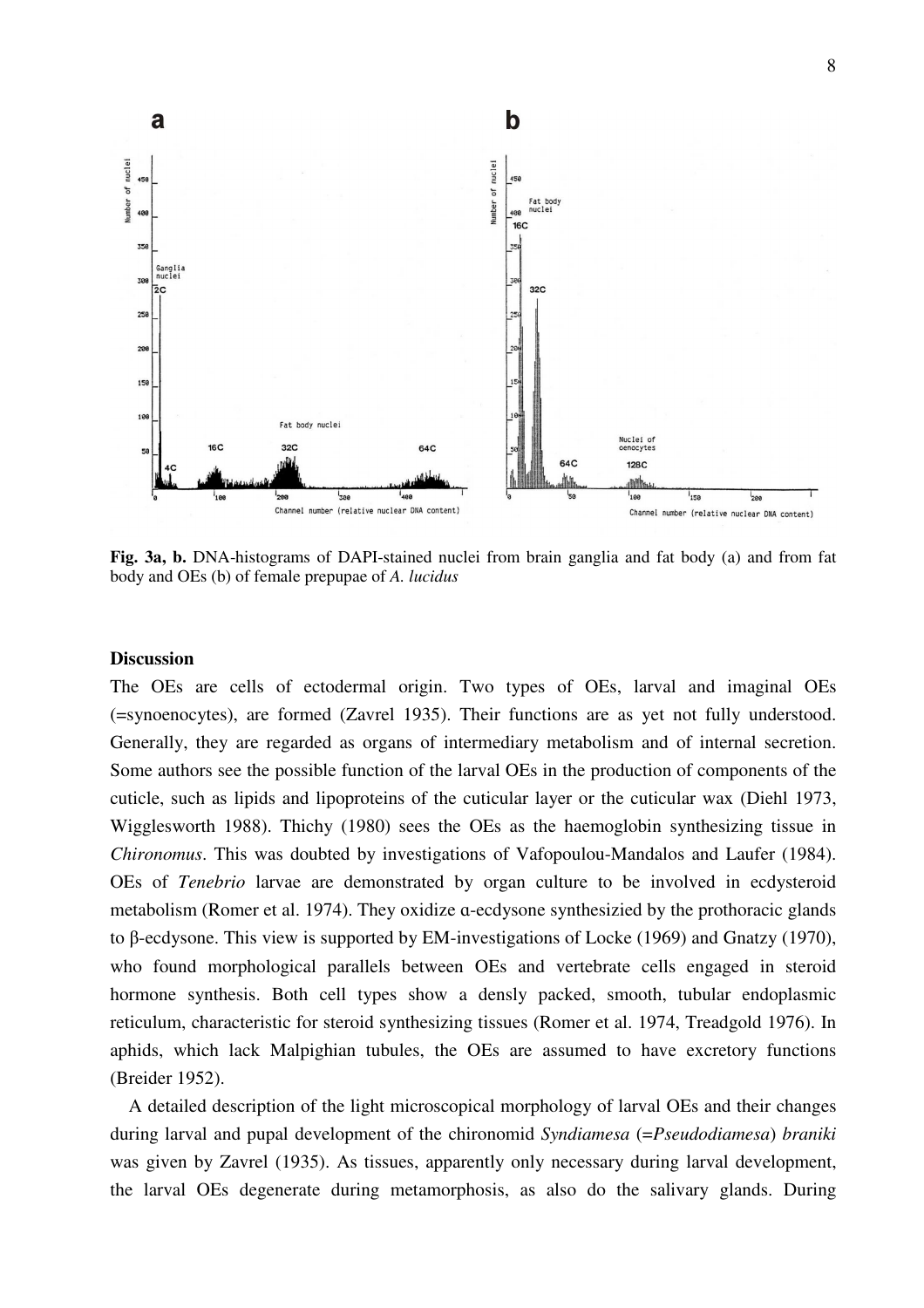**Fig. 3a, b.** DNA-histograms of DAPI-stained nuclei from brain ganglia and fat body (a) and from fat body and OEs (b) of female prepupae of *A. lucidus*

## Discussion

The OEs are cells of ectodermal origin. Two types of OEs, larval and imaginal OEs (=synoenocytes), are formed (Zavrel 1935). Their functions are as yet not fully understood. Generally, they are regarded as organs of intermediary metabolism and of internal secretion. Some authors see the possible function of the larval OEs in the production of components of the cuticle, such as lipids and lipoproteins of the cuticular layer or the cuticular wax (Diehl 1973, Wigglesworth 1988). Thichy (1980) sees the OEs as the haemoglobin synthesizing tissue in *Chironomus*. This was doubted by investigations of Vafopoulou-Mandalos and Laufer (1984). OEs of *Tenebrio* larvae are demonstrated by organ culture to be involved in ecdysteroid metabolism (Romer et al. 1974). They oxidize α-ecdysone synthesizied by the prothoracic glands to β-ecdysone. This view is supported by EM-investigations of Locke (1969) and Gnatzy (1970), who found morphological parallels between OEs and vertebrate cells engaged in steroid hormone synthesis. Both cell types show a densly packed, smooth, tubular endoplasmic reticulum, characteristic for steroid synthesizing tissues (Romer et al. 1974, Treadgold 1976). In aphids, which lack Malpighian tubules, the OEs are assumed to have excretory functions (Breider 1952).

A detailed description of the light microscopical morphology of larval OEs and their changes during larval and pupal development of the chironomid *Syndiamesa* (=*Pseudodiamesa*) *braniki* was given by Zavrel (1935). As tissues, apparently only necessary during larval development, the larval OEs degenerate during metamorphosis, as also do the salivary glands. During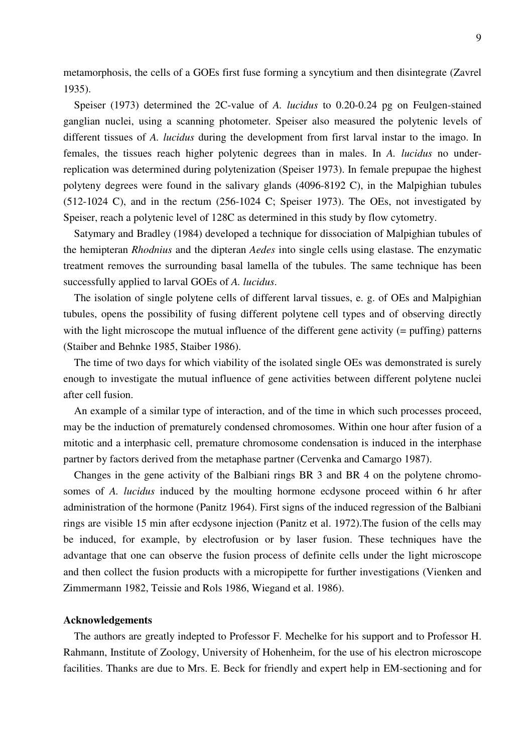metamorphosis, the cells of a GOEs first fuse forming a syncytium and then disintegrate (Zavrel 1935).

Speiser (1973) determined the 2C-value of *A. lucidus* to 0.20-0.24 pg on Feulgen-stained ganglian nuclei, using a scanning photometer. Speiser also measured the polytenic levels of different tissues of *A. lucidus* during the development from first larval instar to the imago. In females, the tissues reach higher polytenic degrees than in males. In *A. lucidus* no under-replication was determined during polytenization (Speiser 1973). In female prepupae the highest polyteny degrees were found in the salivary glands (4096-8192 C), in the Malpighian tubules (512-1024 C), and in the rectum (256-1024 C; Speiser 1973). The OEs, not investigated by Speiser, reach a polytenic level of 128C as determined in this study by flow cytometry.

Satymary and Bradley (1984) developed a technique for dissociation of Malpighian tubules of the hemipteran *Rhodnius* and the dipteran *Aedes* into single cells using elastase. The enzymatic treatment removes the surrounding basal lamella of the tubules. The same technique has been successfully applied to larval GOEs of *A. lucidus*.

The isolation of single polytene cells of different larval tissues, e. g. of OEs and Malpighian tubules, opens the possibility of fusing different polytene cell types and of observing directly with the light microscope the mutual influence of the different gene activity (= puffing) patterns (Staiber and Behnke 1985, Staiber 1986).

The time of two days for which viability of the isolated single OEs was demonstrated is surely enough to investigate the mutual influence of gene activities between different polytene nuclei after cell fusion.

An example of a similar type of interaction, and of the time in which such processes proceed, may be the induction of prematurely condensed chromosomes. Within one hour after fusion of a mitotic and a interphasic cell, premature chromosome condensation is induced in the interphase partner by factors derived from the metaphase partner (Cervenka and Camargo 1987).

Changes in the gene activity of the Balbiani rings BR 3 and BR 4 on the polytene chromosomes of *A. lucidus* induced by the moulting hormone ecdysone proceed within 6 hr after administration of the hormone (Panitz 1964). First signs of the induced regression of the Balbiani rings are visible 15 min after ecdysone injection (Panitz et al. 1972).The fusion of the cells may be induced, for example, by electrofusion or by laser fusion. These techniques have the advantage that one can observe the fusion process of definite cells under the light microscope and then collect the fusion products with a micropipette for further investigations (Vienken and Zimmermann 1982, Teissie and Rols 1986, Wiegand et al. 1986).

**Acknowledgements**

The authors are greatly indepted to Professor F. Mechelke for his support and to Professor H. Rahmann, Institute of Zoology, University of Hohenheim, for the use of his electron microscope facilities. Thanks are due to Mrs. E. Beck for friendly and expert help in EM-sectioning and for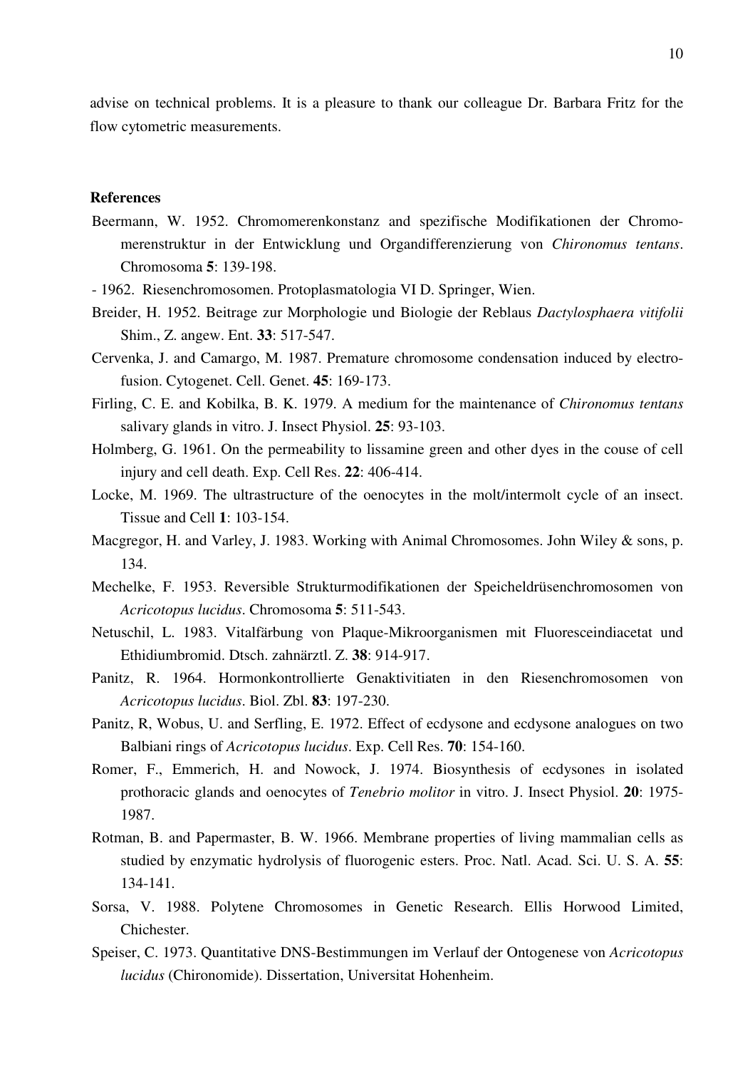advise on technical problems. It is a pleasure to thank our colleague Dr. Barbara Fritz for the flow cytometric measurements.

## References

Beermann, W. 1952. Chromomerenkonstanz and spezifische Modifikationen der Chromomerenstruktur in der Entwicklung und Organdifferenzierung von *Chironomus tentans*. Chromosoma **5**: 139-198.

- 1962. Riesenchromosomen. Protoplasmatologia VI D. Springer, Wien.

Breider, H. 1952. Beitrage zur Morphologie und Biologie der Reblaus *Dactylosphaera vitifolii* Shim., Z. angew. Ent. **33**: 517-547.

Cervenka, J. and Camargo, M. 1987. Premature chromosome condensation induced by electrofusion. Cytogenet. Cell. Genet. **45**: 169-173.

Firling, C. E. and Kobilka, B. K. 1979. A medium for the maintenance of *Chironomus tentans* salivary glands in vitro. J. Insect Physiol. **25**: 93-103.

Holmberg, G. 1961. On the permeability to lissamine green and other dyes in the couse of cell injury and cell death. Exp. Cell Res. **22**: 406-414.

Locke, M. 1969. The ultrastructure of the oenocytes in the molt/intermolt cycle of an insect. Tissue and Cell **1**: 103-154.

Macgregor, H. and Varley, J. 1983. Working with Animal Chromosomes. John Wiley & sons, p. 134.

Mechelke, F. 1953. Reversible Strukturmodifikationen der Speicheldrüsenchromosomen von *Acricotopus lucidus*. Chromosoma **5**: 511-543.

Netuschil, L. 1983. Vitalfärbung von Plaque-Mikroorganismen mit Fluoresceindiacetat und Ethidiumbromid. Dtsch. zahnärztl. Z. **38**: 914-917.

Panitz, R. 1964. Hormonkontrollierte Genaktivitiaten in den Riesenchromosomen von *Acricotopus lucidus*. Biol. Zbl. **83**: 197-230.

Panitz, R, Wobus, U. and Serfling, E. 1972. Effect of ecdysone and ecdysone analogues on two Balbiani rings of *Acricotopus lucidus*. Exp. Cell Res. **70**: 154-160.

Romer, F., Emmerich, H. and Nowock, J. 1974. Biosynthesis of ecdysones in isolated prothoracic glands and oenocytes of *Tenebrio molitor* in vitro. J. Insect Physiol. **20**: 1975-1987.

Rotman, B. and Papermaster, B. W. 1966. Membrane properties of living mammalian cells as studied by enzymatic hydrolysis of fluorogenic esters. Proc. Natl. Acad. Sci. U. S. A. **55**: 134-141.

Sorsa, V. 1988. Polytene Chromosomes in Genetic Research. Ellis Horwood Limited, Chichester.

Speiser, C. 1973. Quantitative DNS-Bestimmungen im Verlauf der Ontogenese von *Acricotopus lucidus* (Chironomide). Dissertation, Universitat Hohenheim.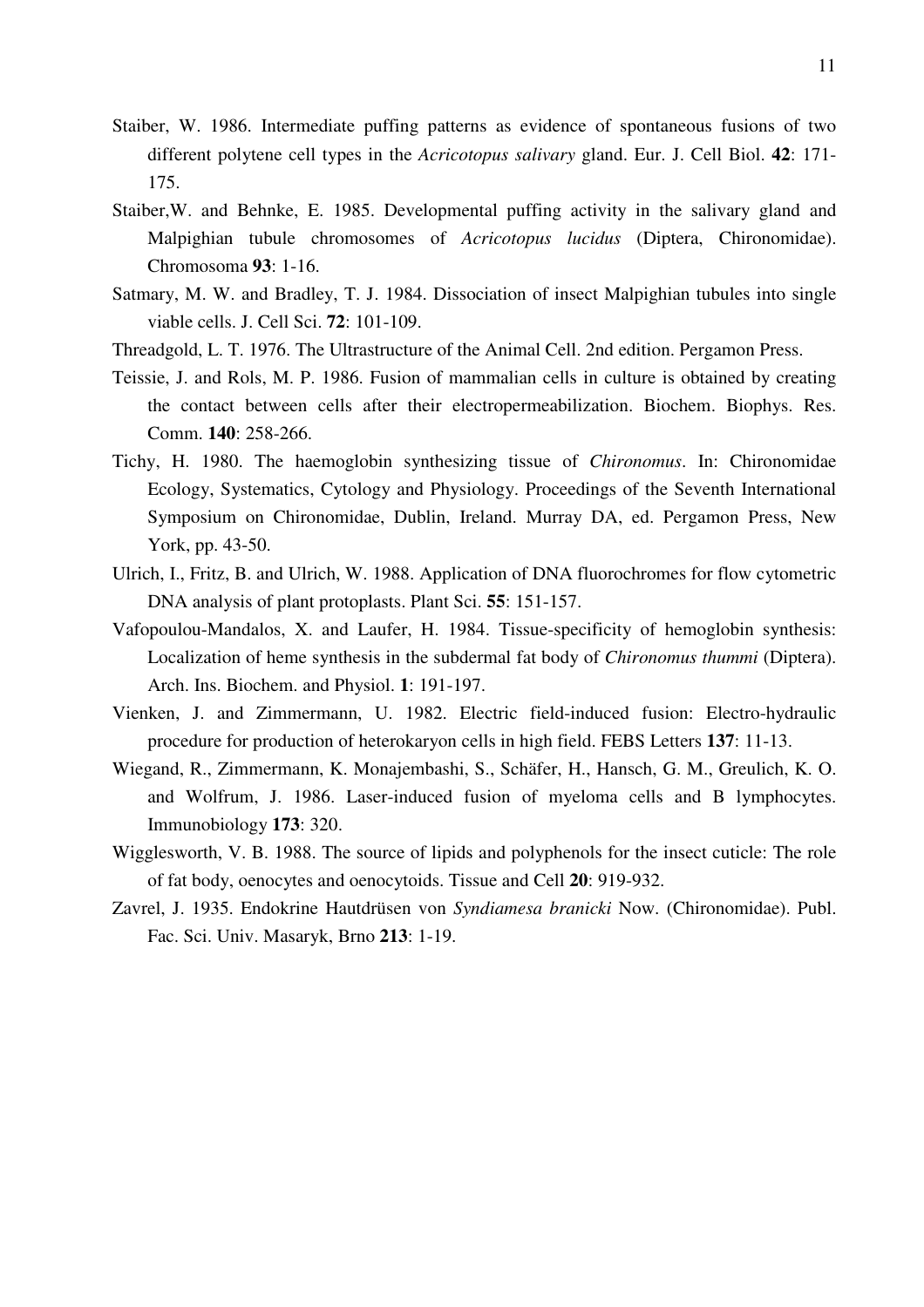Staiber, W. 1986. Intermediate puffing patterns as evidence of spontaneous fusions of two different polytene cell types in the *Acricotopus salivary* gland. Eur. J. Cell Biol. **42**: 171-175.

Staiber,W. and Behnke, E. 1985. Developmental puffing activity in the salivary gland and Malpighian tubule chromosomes of *Acricotopus lucidus* (Diptera, Chironomidae). Chromosoma **93**: 1-16.

Satmary, M. W. and Bradley, T. J. 1984. Dissociation of insect Malpighian tubules into single viable cells. J. Cell Sci. **72**: 101-109.

Threadgold, L. T. 1976. The Ultrastructure of the Animal Cell. 2nd edition. Pergamon Press.

Teissie, J. and Rols, M. P. 1986. Fusion of mammalian cells in culture is obtained by creating the contact between cells after their electropermeabilization. Biochem. Biophys. Res. Comm. **140**: 258-266.

Tichy, H. 1980. The haemoglobin synthesizing tissue of *Chironomus*. In: Chironomidae Ecology, Systematics, Cytology and Physiology. Proceedings of the Seventh International Symposium on Chironomidae, Dublin, Ireland. Murray DA, ed. Pergamon Press, New York, pp. 43-50.

Ulrich, I., Fritz, B. and Ulrich, W. 1988. Application of DNA fluorochromes for flow cytometric DNA analysis of plant protoplasts. Plant Sci. **55**: 151-157.

Vafopoulou-Mandalos, X. and Laufer, H. 1984. Tissue-specificity of hemoglobin synthesis: Localization of heme synthesis in the subdermal fat body of *Chironomus thummi* (Diptera). Arch. Ins. Biochem. and Physiol. **1**: 191-197.

Vienken, J. and Zimmermann, U. 1982. Electric field-induced fusion: Electro-hydraulic procedure for production of heterokaryon cells in high field. FEBS Letters **137**: 11-13.

Wiegand, R., Zimmermann, K. Monajembashi, S., Schäfer, H., Hansch, G. M., Greulich, K. O. and Wolfrum, J. 1986. Laser-induced fusion of myeloma cells and B lymphocytes. Immunobiology **173**: 320.

Wigglesworth, V. B. 1988. The source of lipids and polyphenols for the insect cuticle: The role of fat body, oenocytes and oenocytoids. Tissue and Cell **20**: 919-932.

Zavrel, J. 1935. Endokrine Hautdrüsen von *Syndiamesa branicki* Now. (Chironomidae). Publ. Fac. Sci. Univ. Masaryk, Brno **213**: 1-19.